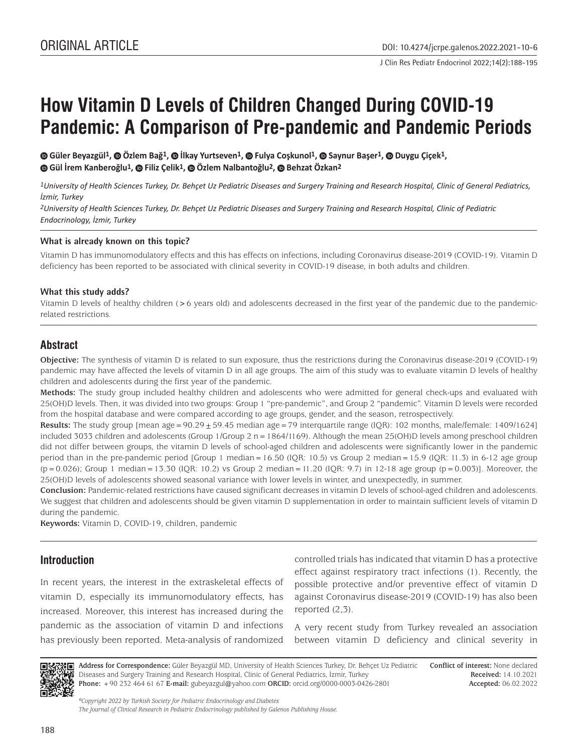ORIGINAL ARTICLE

DOI: 10.4274/jcrpe.galenos.2022.2021-10-6

# How Vitamin D Levels of Children Changed During COVID-19 Pandemic: A Comparison of Pre-pandemic and Pandemic Periods

Güler Beyazgül[1], Özlem Bağ[1], İlkay Yurtseven[1], Fulya Coşkunol[1], Saynur Başer[1], Duygu Çiçek[1], Gül İrem Kanberoğlu[1], Filiz Çelik[1], Özlem Nalbantoğlu[2], Behzat Özkan[2]

[1]*University of Health Sciences Turkey, Dr. Behçet Uz Pediatric Diseases and Surgery Training and Research Hospital, Clinic of General Pediatrics, İzmir, Turkey*

[2]*University of Health Sciences Turkey, Dr. Behçet Uz Pediatric Diseases and Surgery Training and Research Hospital, Clinic of Pediatric Endocrinology, İzmir, Turkey*

**What is already known on this topic?**

Vitamin D has immunomodulatory effects and this has effects on infections, including Coronavirus disease-2019 (COVID-19). Vitamin D deficiency has been reported to be associated with clinical severity in COVID-19 disease, in both adults and children.

**What this study adds?**

Vitamin D levels of healthy children (>6 years old) and adolescents decreased in the first year of the pandemic due to the pandemic-related restrictions.

## Abstract

**Objective:** The synthesis of vitamin D is related to sun exposure, thus the restrictions during the Coronavirus disease-2019 (COVID-19) pandemic may have affected the levels of vitamin D in all age groups. The aim of this study was to evaluate vitamin D levels of healthy children and adolescents during the first year of the pandemic.

**Methods:** The study group included healthy children and adolescents who were admitted for general check-ups and evaluated with 25(OH)D levels. Then, it was divided into two groups: Group 1 "pre-pandemic", and Group 2 "pandemic". Vitamin D levels were recorded from the hospital database and were compared according to age groups, gender, and the season, retrospectively.

**Results:** The study group [mean age = 90.29 ± 59.45 median age = 79 interquartile range (IQR): 102 months, male/female: 1409/1624] included 3033 children and adolescents (Group 1/Group 2 n = 1864/1169). Although the mean 25(OH)D levels among preschool children did not differ between groups, the vitamin D levels of school-aged children and adolescents were significantly lower in the pandemic period than in the pre-pandemic period [Group 1 median = 16.50 (IQR: 10.5) vs Group 2 median = 15.9 (IQR: 11.3) in 6-12 age group (p = 0.026); Group 1 median = 13.30 (IQR: 10.2) vs Group 2 median = 11.20 (IQR: 9.7) in 12-18 age group (p = 0.003)]. Moreover, the 25(OH)D levels of adolescents showed seasonal variance with lower levels in winter, and unexpectedly, in summer.

**Conclusion:** Pandemic-related restrictions have caused significant decreases in vitamin D levels of school-aged children and adolescents. We suggest that children and adolescents should be given vitamin D supplementation in order to maintain sufficient levels of vitamin D during the pandemic.

**Keywords:** Vitamin D, COVID-19, children, pandemic

## Introduction

In recent years, the interest in the extraskeletal effects of vitamin D, especially its immunomodulatory effects, has increased. Moreover, this interest has increased during the pandemic as the association of vitamin D and infections has previously been reported. Meta-analysis of randomized controlled trials has indicated that vitamin D has a protective effect against respiratory tract infections (1). Recently, the possible protective and/or preventive effect of vitamin D against Coronavirus disease-2019 (COVID-19) has also been reported (2,3).

A very recent study from Turkey revealed an association between vitamin D deficiency and clinical severity in

**Address for Correspondence:** Güler Beyazgül MD, University of Health Sciences Turkey, Dr. Behçet Uz Pediatric Diseases and Surgery Training and Research Hospital, Clinic of General Pediatrics, İzmir, Turkey
**Phone:** +90 232 464 61 67 **E-mail:** gubeyazgul@yahoo.com **ORCID:** orcid.org/0000-0003-0426-2801

**Conflict of interest:** None declared
**Received:** 14.10.2021
**Accepted:** 06.02.2022

*©Copyright 2022 by Turkish Society for Pediatric Endocrinology and Diabetes*
*The Journal of Clinical Research in Pediatric Endocrinology published by Galenos Publishing House.*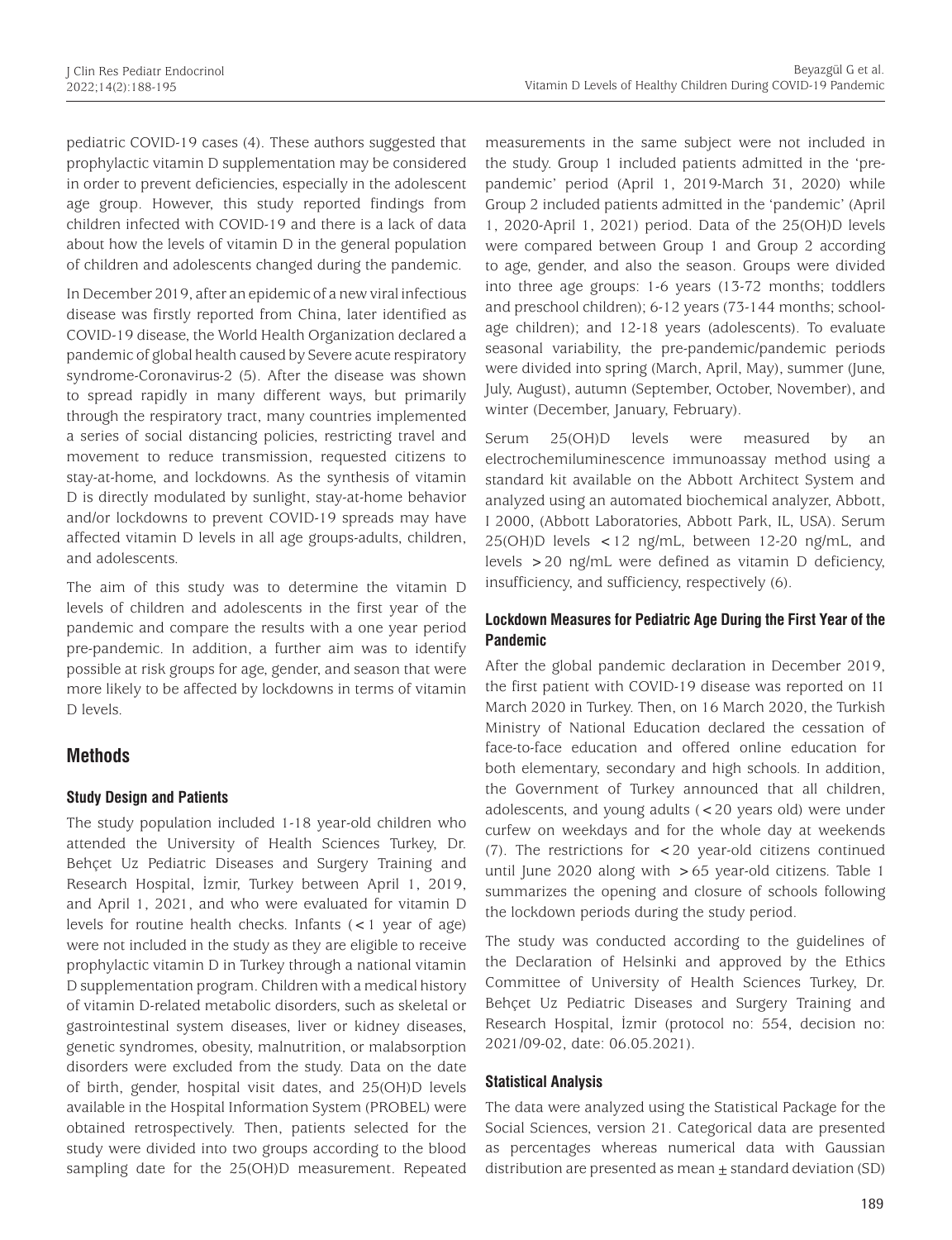pediatric COVID-19 cases (4). These authors suggested that prophylactic vitamin D supplementation may be considered in order to prevent deficiencies, especially in the adolescent age group. However, this study reported findings from children infected with COVID-19 and there is a lack of data about how the levels of vitamin D in the general population of children and adolescents changed during the pandemic.

In December 2019, after an epidemic of a new viral infectious disease was firstly reported from China, later identified as COVID-19 disease, the World Health Organization declared a pandemic of global health caused by Severe acute respiratory syndrome-Coronavirus-2 (5). After the disease was shown to spread rapidly in many different ways, but primarily through the respiratory tract, many countries implemented a series of social distancing policies, restricting travel and movement to reduce transmission, requested citizens to stay-at-home, and lockdowns. As the synthesis of vitamin D is directly modulated by sunlight, stay-at-home behavior and/or lockdowns to prevent COVID-19 spreads may have affected vitamin D levels in all age groups-adults, children, and adolescents.

The aim of this study was to determine the vitamin D levels of children and adolescents in the first year of the pandemic and compare the results with a one year period pre-pandemic. In addition, a further aim was to identify possible at risk groups for age, gender, and season that were more likely to be affected by lockdowns in terms of vitamin D levels.

## Methods

### Study Design and Patients

The study population included 1-18 year-old children who attended the University of Health Sciences Turkey, Dr. Behçet Uz Pediatric Diseases and Surgery Training and Research Hospital, İzmir, Turkey between April 1, 2019, and April 1, 2021, and who were evaluated for vitamin D levels for routine health checks. Infants (<1 year of age) were not included in the study as they are eligible to receive prophylactic vitamin D in Turkey through a national vitamin D supplementation program. Children with a medical history of vitamin D-related metabolic disorders, such as skeletal or gastrointestinal system diseases, liver or kidney diseases, genetic syndromes, obesity, malnutrition, or malabsorption disorders were excluded from the study. Data on the date of birth, gender, hospital visit dates, and 25(OH)D levels available in the Hospital Information System (PROBEL) were obtained retrospectively. Then, patients selected for the study were divided into two groups according to the blood sampling date for the 25(OH)D measurement. Repeated measurements in the same subject were not included in the study. Group 1 included patients admitted in the 'pre-pandemic' period (April 1, 2019-March 31, 2020) while Group 2 included patients admitted in the 'pandemic' (April 1, 2020-April 1, 2021) period. Data of the 25(OH)D levels were compared between Group 1 and Group 2 according to age, gender, and also the season. Groups were divided into three age groups: 1-6 years (13-72 months; toddlers and preschool children); 6-12 years (73-144 months; school-age children); and 12-18 years (adolescents). To evaluate seasonal variability, the pre-pandemic/pandemic periods were divided into spring (March, April, May), summer (June, July, August), autumn (September, October, November), and winter (December, January, February).

Serum 25(OH)D levels were measured by an electrochemiluminescence immunoassay method using a standard kit available on the Abbott Architect System and analyzed using an automated biochemical analyzer, Abbott, I 2000, (Abbott Laboratories, Abbott Park, IL, USA). Serum 25(OH)D levels <12 ng/mL, between 12-20 ng/mL, and levels >20 ng/mL were defined as vitamin D deficiency, insufficiency, and sufficiency, respectively (6).

### Lockdown Measures for Pediatric Age During the First Year of the Pandemic

After the global pandemic declaration in December 2019, the first patient with COVID-19 disease was reported on 11 March 2020 in Turkey. Then, on 16 March 2020, the Turkish Ministry of National Education declared the cessation of face-to-face education and offered online education for both elementary, secondary and high schools. In addition, the Government of Turkey announced that all children, adolescents, and young adults (<20 years old) were under curfew on weekdays and for the whole day at weekends (7). The restrictions for <20 year-old citizens continued until June 2020 along with >65 year-old citizens. Table 1 summarizes the opening and closure of schools following the lockdown periods during the study period.

The study was conducted according to the guidelines of the Declaration of Helsinki and approved by the Ethics Committee of University of Health Sciences Turkey, Dr. Behçet Uz Pediatric Diseases and Surgery Training and Research Hospital, İzmir (protocol no: 554, decision no: 2021/09-02, date: 06.05.2021).

### Statistical Analysis

The data were analyzed using the Statistical Package for the Social Sciences, version 21. Categorical data are presented as percentages whereas numerical data with Gaussian distribution are presented as mean ± standard deviation (SD)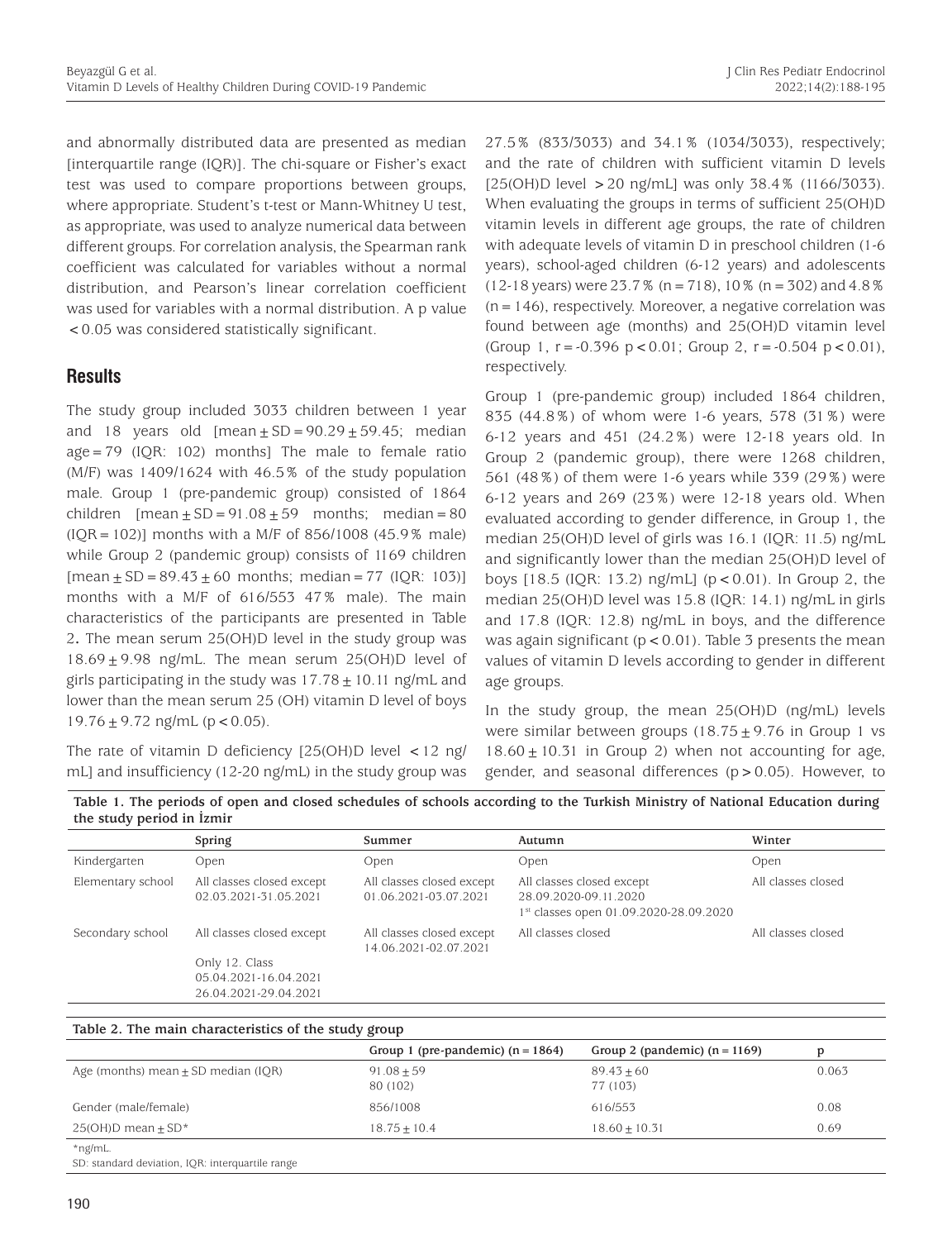and abnormally distributed data are presented as median [interquartile range (IQR)]. The chi-square or Fisher's exact test was used to compare proportions between groups, where appropriate. Student's t-test or Mann-Whitney U test, as appropriate, was used to analyze numerical data between different groups. For correlation analysis, the Spearman rank coefficient was calculated for variables without a normal distribution, and Pearson's linear correlation coefficient was used for variables with a normal distribution. A p value <0.05 was considered statistically significant.

## Results

The study group included 3033 children between 1 year and 18 years old [mean ± SD = 90.29 ± 59.45; median age = 79 (IQR: 102) months] The male to female ratio (M/F) was 1409/1624 with 46.5% of the study population male. Group 1 (pre-pandemic group) consisted of 1864 children [mean ± SD = 91.08 ± 59 months; median = 80 (IQR = 102)] months with a M/F of 856/1008 (45.9% male) while Group 2 (pandemic group) consists of 1169 children [mean ± SD = 89.43 ± 60 months; median = 77 (IQR: 103)] months with a M/F of 616/553 47% male). The main characteristics of the participants are presented in Table 2. The mean serum 25(OH)D level in the study group was 18.69 ± 9.98 ng/mL. The mean serum 25(OH)D level of girls participating in the study was 17.78 ± 10.11 ng/mL and lower than the mean serum 25 (OH) vitamin D level of boys 19.76 ± 9.72 ng/mL (p<0.05).

The rate of vitamin D deficiency [25(OH)D level <12 ng/mL] and insufficiency (12-20 ng/mL) in the study group was 27.5% (833/3033) and 34.1% (1034/3033), respectively; and the rate of children with sufficient vitamin D levels [25(OH)D level >20 ng/mL] was only 38.4% (1166/3033). When evaluating the groups in terms of sufficient 25(OH)D vitamin levels in different age groups, the rate of children with adequate levels of vitamin D in preschool children (1-6 years), school-aged children (6-12 years) and adolescents (12-18 years) were 23.7% (n = 718), 10% (n = 302) and 4.8% (n = 146), respectively. Moreover, a negative correlation was found between age (months) and 25(OH)D vitamin level (Group 1, r = -0.396 p<0.01; Group 2, r = -0.504 p<0.01), respectively.

Group 1 (pre-pandemic group) included 1864 children, 835 (44.8%) of whom were 1-6 years, 578 (31%) were 6-12 years and 451 (24.2%) were 12-18 years old. In Group 2 (pandemic group), there were 1268 children, 561 (48%) of them were 1-6 years while 339 (29%) were 6-12 years and 269 (23%) were 12-18 years old. When evaluated according to gender difference, in Group 1, the median 25(OH)D level of girls was 16.1 (IQR: 11.5) ng/mL and significantly lower than the median 25(OH)D level of boys [18.5 (IQR: 13.2) ng/mL] (p<0.01). In Group 2, the median 25(OH)D level was 15.8 (IQR: 14.1) ng/mL in girls and 17.8 (IQR: 12.8) ng/mL in boys, and the difference was again significant (p<0.01). Table 3 presents the mean values of vitamin D levels according to gender in different age groups.

In the study group, the mean 25(OH)D (ng/mL) levels were similar between groups (18.75 ± 9.76 in Group 1 vs 18.60 ± 10.31 in Group 2) when not accounting for age, gender, and seasonal differences (p>0.05). However, to

**Table 1. The periods of open and closed schedules of schools according to the Turkish Ministry of National Education during the study period in İzmir**

| | Spring | Summer | Autumn | Winter |
|---|---|---|---|---|
| Kindergarten | Open | Open | Open | Open |
| Elementary school | All classes closed except 02.03.2021-31.05.2021 | All classes closed except 01.06.2021-03.07.2021 | All classes closed except 28.09.2020-09.11.2020 1st classes open 01.09.2020-28.09.2020 | All classes closed |
| Secondary school | All classes closed except Only 12. Class 05.04.2021-16.04.2021 26.04.2021-29.04.2021 | All classes closed except 14.06.2021-02.07.2021 | All classes closed | All classes closed |

**Table 2. The main characteristics of the study group**

| | Group 1 (pre-pandemic) (n = 1864) | Group 2 (pandemic) (n = 1169) | p |
|---|---|---|---|
| Age (months) mean ± SD median (IQR) | 91.08 ± 59 80 (102) | 89.43 ± 60 77 (103) | 0.063 |
| Gender (male/female) | 856/1008 | 616/553 | 0.08 |
| 25(OH)D mean ± SD* | 18.75 ± 10.4 | 18.60 ± 10.31 | 0.69 |

*ng/mL.
SD: standard deviation, IQR: interquartile range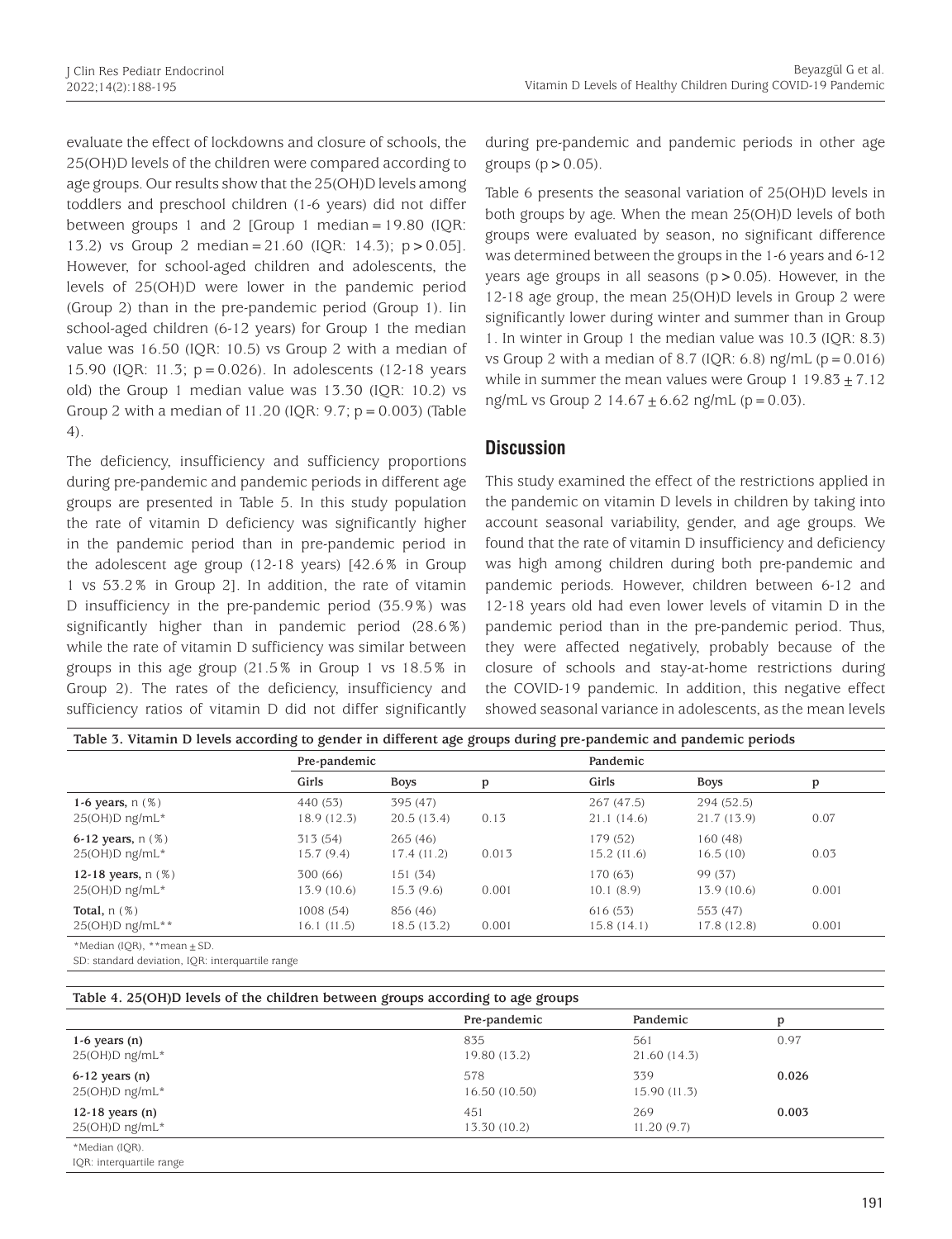evaluate the effect of lockdowns and closure of schools, the 25(OH)D levels of the children were compared according to age groups. Our results show that the 25(OH)D levels among toddlers and preschool children (1-6 years) did not differ between groups 1 and 2 [Group 1 median = 19.80 (IQR: 13.2) vs Group 2 median = 21.60 (IQR: 14.3); p > 0.05]. However, for school-aged children and adolescents, the levels of 25(OH)D were lower in the pandemic period (Group 2) than in the pre-pandemic period (Group 1). Iin school-aged children (6-12 years) for Group 1 the median value was 16.50 (IQR: 10.5) vs Group 2 with a median of 15.90 (IQR: 11.3; p = 0.026). In adolescents (12-18 years old) the Group 1 median value was 13.30 (IQR: 10.2) vs Group 2 with a median of 11.20 (IQR: 9.7; p = 0.003) (Table 4).

The deficiency, insufficiency and sufficiency proportions during pre-pandemic and pandemic periods in different age groups are presented in Table 5. In this study population the rate of vitamin D deficiency was significantly higher in the pandemic period than in pre-pandemic period in the adolescent age group (12-18 years) [42.6% in Group 1 vs 53.2% in Group 2]. In addition, the rate of vitamin D insufficiency in the pre-pandemic period (35.9%) was significantly higher than in pandemic period (28.6%) while the rate of vitamin D sufficiency was similar between groups in this age group (21.5% in Group 1 vs 18.5% in Group 2). The rates of the deficiency, insufficiency and sufficiency ratios of vitamin D did not differ significantly during pre-pandemic and pandemic periods in other age groups (p > 0.05).

Table 6 presents the seasonal variation of 25(OH)D levels in both groups by age. When the mean 25(OH)D levels of both groups were evaluated by season, no significant difference was determined between the groups in the 1-6 years and 6-12 years age groups in all seasons (p > 0.05). However, in the 12-18 age group, the mean 25(OH)D levels in Group 2 were significantly lower during winter and summer than in Group 1. In winter in Group 1 the median value was 10.3 (IQR: 8.3) vs Group 2 with a median of 8.7 (IQR: 6.8) ng/mL (p = 0.016) while in summer the mean values were Group 1 19.83 ± 7.12 ng/mL vs Group 2 14.67 ± 6.62 ng/mL (p = 0.03).

## Discussion

This study examined the effect of the restrictions applied in the pandemic on vitamin D levels in children by taking into account seasonal variability, gender, and age groups. We found that the rate of vitamin D insufficiency and deficiency was high among children during both pre-pandemic and pandemic periods. However, children between 6-12 and 12-18 years old had even lower levels of vitamin D in the pandemic period than in the pre-pandemic period. Thus, they were affected negatively, probably because of the closure of schools and stay-at-home restrictions during the COVID-19 pandemic. In addition, this negative effect showed seasonal variance in adolescents, as the mean levels

**Table 3. Vitamin D levels according to gender in different age groups during pre-pandemic and pandemic periods**

| | Pre-pandemic | | | Pandemic | | |
|---|---|---|---|---|---|---|
| | Girls | Boys | p | Girls | Boys | p |
| **1-6 years**, n (%) | 440 (53) | 395 (47) | | 267 (47.5) | 294 (52.5) | |
| 25(OH)D ng/mL* | 18.9 (12.3) | 20.5 (13.4) | 0.13 | 21.1 (14.6) | 21.7 (13.9) | 0.07 |
| **6-12 years**, n (%) | 313 (54) | 265 (46) | | 179 (52) | 160 (48) | |
| 25(OH)D ng/mL* | 15.7 (9.4) | 17.4 (11.2) | 0.013 | 15.2 (11.6) | 16.5 (10) | 0.03 |
| **12-18 years**, n (%) | 300 (66) | 151 (34) | | 170 (63) | 99 (37) | |
| 25(OH)D ng/mL* | 13.9 (10.6) | 15.3 (9.6) | 0.001 | 10.1 (8.9) | 13.9 (10.6) | 0.001 |
| **Total**, n (%) | 1008 (54) | 856 (46) | | 616 (53) | 553 (47) | |
| 25(OH)D ng/mL** | 16.1 (11.5) | 18.5 (13.2) | 0.001 | 15.8 (14.1) | 17.8 (12.8) | 0.001 |

*Median (IQR), **mean ± SD.
SD: standard deviation, IQR: interquartile range

**Table 4. 25(OH)D levels of the children between groups according to age groups**

| | Pre-pandemic | Pandemic | p |
|---|---|---|---|
| **1-6 years (n)** | 835 | 561 | 0.97 |
| 25(OH)D ng/mL* | 19.80 (13.2) | 21.60 (14.3) | |
| **6-12 years (n)** | 578 | 339 | **0.026** |
| 25(OH)D ng/mL* | 16.50 (10.50) | 15.90 (11.3) | |
| **12-18 years (n)** | 451 | 269 | **0.003** |
| 25(OH)D ng/mL* | 13.30 (10.2) | 11.20 (9.7) | |

*Median (IQR).
IQR: interquartile range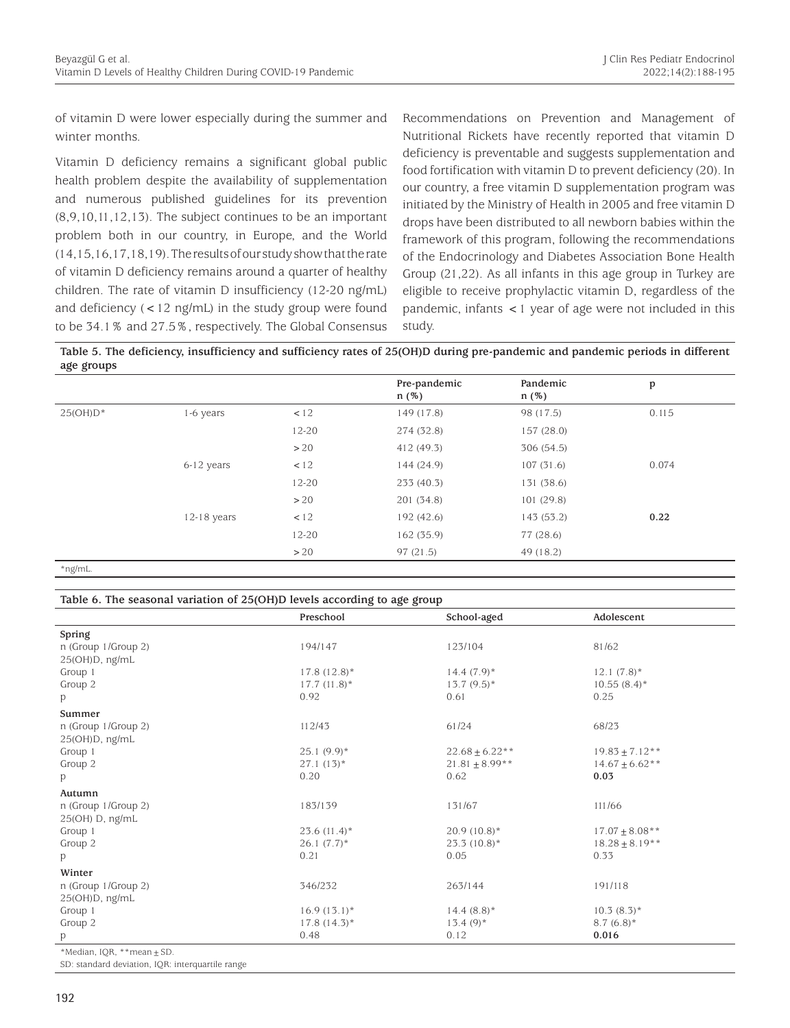of vitamin D were lower especially during the summer and winter months.

Vitamin D deficiency remains a significant global public health problem despite the availability of supplementation and numerous published guidelines for its prevention (8,9,10,11,12,13). The subject continues to be an important problem both in our country, in Europe, and the World (14,15,16,17,18,19). The results of our study show that the rate of vitamin D deficiency remains around a quarter of healthy children. The rate of vitamin D insufficiency (12-20 ng/mL) and deficiency (<12 ng/mL) in the study group were found to be 34.1% and 27.5%, respectively. The Global Consensus Recommendations on Prevention and Management of Nutritional Rickets have recently reported that vitamin D deficiency is preventable and suggests supplementation and food fortification with vitamin D to prevent deficiency (20). In our country, a free vitamin D supplementation program was initiated by the Ministry of Health in 2005 and free vitamin D drops have been distributed to all newborn babies within the framework of this program, following the recommendations of the Endocrinology and Diabetes Association Bone Health Group (21,22). As all infants in this age group in Turkey are eligible to receive prophylactic vitamin D, regardless of the pandemic, infants <1 year of age were not included in this study.

**Table 5. The deficiency, insufficiency and sufficiency rates of 25(OH)D during pre-pandemic and pandemic periods in different age groups**

| | | | Pre-pandemic n (%) | Pandemic n (%) | p |
|---|---|---|---|---|---|
| 25(OH)D* | 1-6 years | <12 | 149 (17.8) | 98 (17.5) | 0.115 |
| | | 12-20 | 274 (32.8) | 157 (28.0) | |
| | | >20 | 412 (49.3) | 306 (54.5) | |
| | 6-12 years | <12 | 144 (24.9) | 107 (31.6) | 0.074 |
| | | 12-20 | 233 (40.3) | 131 (38.6) | |
| | | >20 | 201 (34.8) | 101 (29.8) | |
| | 12-18 years | <12 | 192 (42.6) | 143 (53.2) | **0.22** |
| | | 12-20 | 162 (35.9) | 77 (28.6) | |
| | | >20 | 97 (21.5) | 49 (18.2) | |

*ng/mL.

**Table 6. The seasonal variation of 25(OH)D levels according to age group**

| | Preschool | School-aged | Adolescent |
|---|---|---|---|
| **Spring** | | | |
| n (Group 1/Group 2) | 194/147 | 123/104 | 81/62 |
| 25(OH)D, ng/mL | | | |
| Group 1 | 17.8 (12.8)* | 14.4 (7.9)* | 12.1 (7.8)* |
| Group 2 | 17.7 (11.8)* | 13.7 (9.5)* | 10.55 (8.4)* |
| p | 0.92 | 0.61 | 0.25 |
| **Summer** | | | |
| n (Group 1/Group 2) | 112/43 | 61/24 | 68/23 |
| 25(OH)D, ng/mL | | | |
| Group 1 | 25.1 (9.9)* | 22.68±6.22** | 19.83±7.12** |
| Group 2 | 27.1 (13)* | 21.81±8.99** | 14.67±6.62** |
| p | 0.20 | 0.62 | **0.03** |
| **Autumn** | | | |
| n (Group 1/Group 2) | 183/139 | 131/67 | 111/66 |
| 25(OH) D, ng/mL | | | |
| Group 1 | 23.6 (11.4)* | 20.9 (10.8)* | 17.07±8.08** |
| Group 2 | 26.1 (7.7)* | 23.3 (10.8)* | 18.28±8.19** |
| p | 0.21 | 0.05 | 0.33 |
| **Winter** | | | |
| n (Group 1/Group 2) | 346/232 | 263/144 | 191/118 |
| 25(OH)D, ng/mL | | | |
| Group 1 | 16.9 (13.1)* | 14.4 (8.8)* | 10.3 (8.3)* |
| Group 2 | 17.8 (14.3)* | 13.4 (9)* | 8.7 (6.8)* |
| p | 0.48 | 0.12 | **0.016** |

*Median, IQR, **mean±SD.
SD: standard deviation, IQR: interquartile range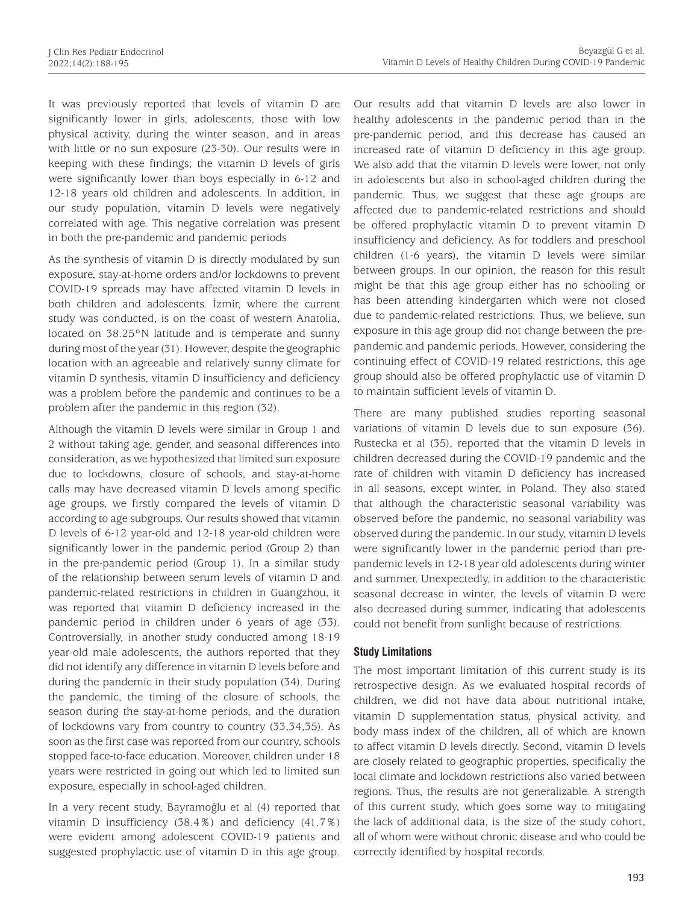It was previously reported that levels of vitamin D are significantly lower in girls, adolescents, those with low physical activity, during the winter season, and in areas with little or no sun exposure (23-30). Our results were in keeping with these findings; the vitamin D levels of girls were significantly lower than boys especially in 6-12 and 12-18 years old children and adolescents. In addition, in our study population, vitamin D levels were negatively correlated with age. This negative correlation was present in both the pre-pandemic and pandemic periods

As the synthesis of vitamin D is directly modulated by sun exposure, stay-at-home orders and/or lockdowns to prevent COVID-19 spreads may have affected vitamin D levels in both children and adolescents. İzmir, where the current study was conducted, is on the coast of western Anatolia, located on 38.25°N latitude and is temperate and sunny during most of the year (31). However, despite the geographic location with an agreeable and relatively sunny climate for vitamin D synthesis, vitamin D insufficiency and deficiency was a problem before the pandemic and continues to be a problem after the pandemic in this region (32).

Although the vitamin D levels were similar in Group 1 and 2 without taking age, gender, and seasonal differences into consideration, as we hypothesized that limited sun exposure due to lockdowns, closure of schools, and stay-at-home calls may have decreased vitamin D levels among specific age groups, we firstly compared the levels of vitamin D according to age subgroups. Our results showed that vitamin D levels of 6-12 year-old and 12-18 year-old children were significantly lower in the pandemic period (Group 2) than in the pre-pandemic period (Group 1). In a similar study of the relationship between serum levels of vitamin D and pandemic-related restrictions in children in Guangzhou, it was reported that vitamin D deficiency increased in the pandemic period in children under 6 years of age (33). Controversially, in another study conducted among 18-19 year-old male adolescents, the authors reported that they did not identify any difference in vitamin D levels before and during the pandemic in their study population (34). During the pandemic, the timing of the closure of schools, the season during the stay-at-home periods, and the duration of lockdowns vary from country to country (33,34,35). As soon as the first case was reported from our country, schools stopped face-to-face education. Moreover, children under 18 years were restricted in going out which led to limited sun exposure, especially in school-aged children.

In a very recent study, Bayramoğlu et al (4) reported that vitamin D insufficiency (38.4%) and deficiency (41.7%) were evident among adolescent COVID-19 patients and suggested prophylactic use of vitamin D in this age group. Our results add that vitamin D levels are also lower in healthy adolescents in the pandemic period than in the pre-pandemic period, and this decrease has caused an increased rate of vitamin D deficiency in this age group. We also add that the vitamin D levels were lower, not only in adolescents but also in school-aged children during the pandemic. Thus, we suggest that these age groups are affected due to pandemic-related restrictions and should be offered prophylactic vitamin D to prevent vitamin D insufficiency and deficiency. As for toddlers and preschool children (1-6 years), the vitamin D levels were similar between groups. In our opinion, the reason for this result might be that this age group either has no schooling or has been attending kindergarten which were not closed due to pandemic-related restrictions. Thus, we believe, sun exposure in this age group did not change between the pre-pandemic and pandemic periods. However, considering the continuing effect of COVID-19 related restrictions, this age group should also be offered prophylactic use of vitamin D to maintain sufficient levels of vitamin D.

There are many published studies reporting seasonal variations of vitamin D levels due to sun exposure (36). Rustecka et al (35), reported that the vitamin D levels in children decreased during the COVID-19 pandemic and the rate of children with vitamin D deficiency has increased in all seasons, except winter, in Poland. They also stated that although the characteristic seasonal variability was observed before the pandemic, no seasonal variability was observed during the pandemic. In our study, vitamin D levels were significantly lower in the pandemic period than pre-pandemic levels in 12-18 year old adolescents during winter and summer. Unexpectedly, in addition to the characteristic seasonal decrease in winter, the levels of vitamin D were also decreased during summer, indicating that adolescents could not benefit from sunlight because of restrictions.

### Study Limitations

The most important limitation of this current study is its retrospective design. As we evaluated hospital records of children, we did not have data about nutritional intake, vitamin D supplementation status, physical activity, and body mass index of the children, all of which are known to affect vitamin D levels directly. Second, vitamin D levels are closely related to geographic properties, specifically the local climate and lockdown restrictions also varied between regions. Thus, the results are not generalizable. A strength of this current study, which goes some way to mitigating the lack of additional data, is the size of the study cohort, all of whom were without chronic disease and who could be correctly identified by hospital records.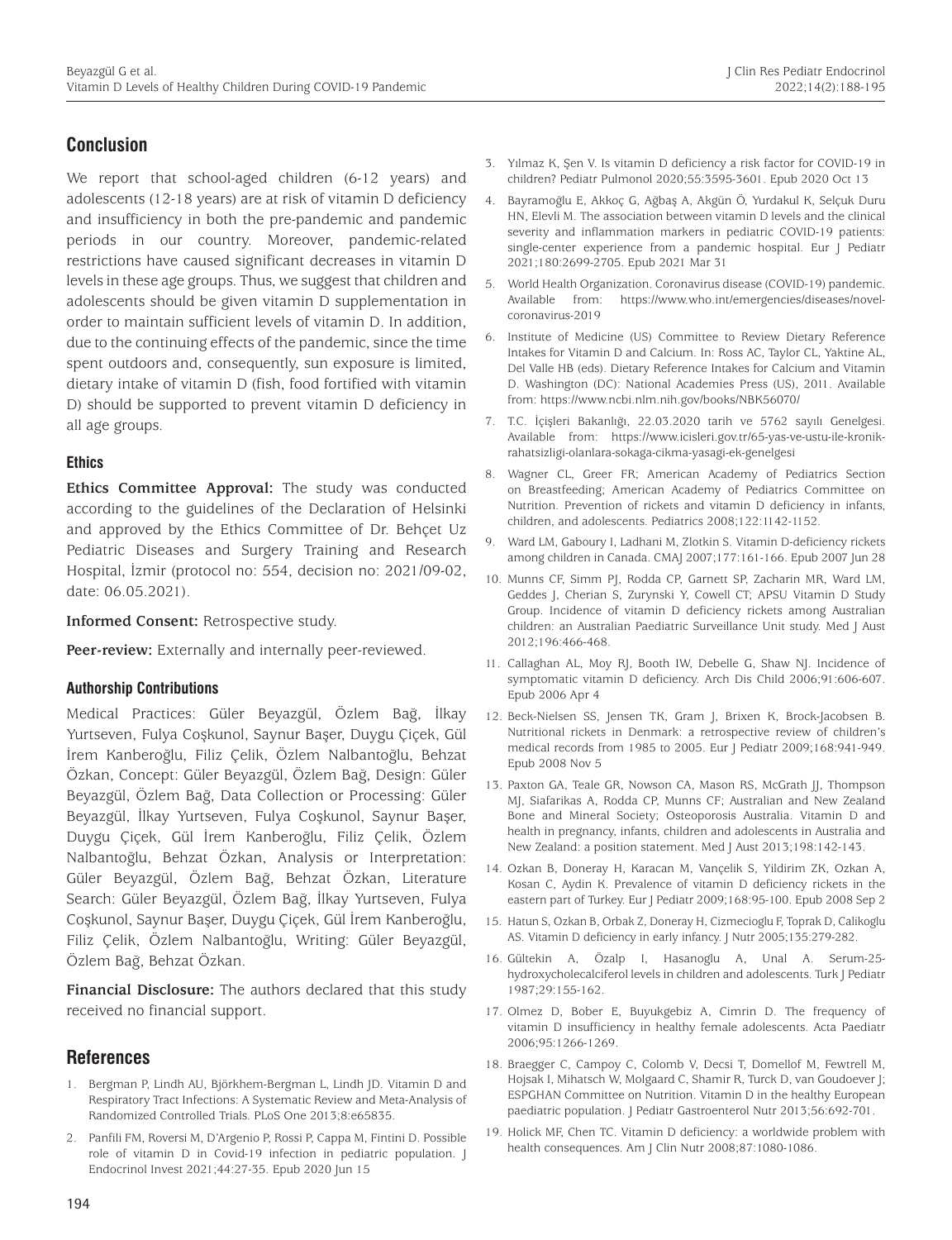## Conclusion

We report that school-aged children (6-12 years) and adolescents (12-18 years) are at risk of vitamin D deficiency and insufficiency in both the pre-pandemic and pandemic periods in our country. Moreover, pandemic-related restrictions have caused significant decreases in vitamin D levels in these age groups. Thus, we suggest that children and adolescents should be given vitamin D supplementation in order to maintain sufficient levels of vitamin D. In addition, due to the continuing effects of the pandemic, since the time spent outdoors and, consequently, sun exposure is limited, dietary intake of vitamin D (fish, food fortified with vitamin D) should be supported to prevent vitamin D deficiency in all age groups.

### Ethics

**Ethics Committee Approval:** The study was conducted according to the guidelines of the Declaration of Helsinki and approved by the Ethics Committee of Dr. Behçet Uz Pediatric Diseases and Surgery Training and Research Hospital, İzmir (protocol no: 554, decision no: 2021/09-02, date: 06.05.2021).

**Informed Consent:** Retrospective study.

**Peer-review:** Externally and internally peer-reviewed.

### Authorship Contributions

Medical Practices: Güler Beyazgül, Özlem Bağ, İlkay Yurtseven, Fulya Coşkunol, Saynur Başer, Duygu Çiçek, Gül İrem Kanberoğlu, Filiz Çelik, Özlem Nalbantoğlu, Behzat Özkan, Concept: Güler Beyazgül, Özlem Bağ, Design: Güler Beyazgül, Özlem Bağ, Data Collection or Processing: Güler Beyazgül, İlkay Yurtseven, Fulya Coşkunol, Saynur Başer, Duygu Çiçek, Gül İrem Kanberoğlu, Filiz Çelik, Özlem Nalbantoğlu, Behzat Özkan, Analysis or Interpretation: Güler Beyazgül, Özlem Bağ, Behzat Özkan, Literature Search: Güler Beyazgül, Özlem Bağ, İlkay Yurtseven, Fulya Coşkunol, Saynur Başer, Duygu Çiçek, Gül İrem Kanberoğlu, Filiz Çelik, Özlem Nalbantoğlu, Writing: Güler Beyazgül, Özlem Bağ, Behzat Özkan.

**Financial Disclosure:** The authors declared that this study received no financial support.

## References

1. Bergman P, Lindh AU, Björkhem-Bergman L, Lindh JD. Vitamin D and Respiratory Tract Infections: A Systematic Review and Meta-Analysis of Randomized Controlled Trials. PLoS One 2013;8:e65835.
2. Panfili FM, Roversi M, D'Argenio P, Rossi P, Cappa M, Fintini D. Possible role of vitamin D in Covid-19 infection in pediatric population. J Endocrinol Invest 2021;44:27-35. Epub 2020 Jun 15
3. Yılmaz K, Şen V. Is vitamin D deficiency a risk factor for COVID-19 in children? Pediatr Pulmonol 2020;55:3595-3601. Epub 2020 Oct 13
4. Bayramoğlu E, Akkoç G, Ağbaş A, Akgün Ö, Yurdakul K, Selçuk Duru HN, Elevli M. The association between vitamin D levels and the clinical severity and inflammation markers in pediatric COVID-19 patients: single-center experience from a pandemic hospital. Eur J Pediatr 2021;180:2699-2705. Epub 2021 Mar 31
5. World Health Organization. Coronavirus disease (COVID-19) pandemic. Available from: https://www.who.int/emergencies/diseases/novel-coronavirus-2019
6. Institute of Medicine (US) Committee to Review Dietary Reference Intakes for Vitamin D and Calcium. In: Ross AC, Taylor CL, Yaktine AL, Del Valle HB (eds). Dietary Reference Intakes for Calcium and Vitamin D. Washington (DC): National Academies Press (US), 2011. Available from: https://www.ncbi.nlm.nih.gov/books/NBK56070/
7. T.C. İçişleri Bakanlığı, 22.03.2020 tarih ve 5762 sayılı Genelgesi. Available from: https://www.icisleri.gov.tr/65-yas-ve-ustu-ile-kronik-rahatsizligi-olanlara-sokaga-cikma-yasagi-ek-genelgesi
8. Wagner CL, Greer FR; American Academy of Pediatrics Section on Breastfeeding; American Academy of Pediatrics Committee on Nutrition. Prevention of rickets and vitamin D deficiency in infants, children, and adolescents. Pediatrics 2008;122:1142-1152.
9. Ward LM, Gaboury I, Ladhani M, Zlotkin S. Vitamin D-deficiency rickets among children in Canada. CMAJ 2007;177:161-166. Epub 2007 Jun 28
10. Munns CF, Simm PJ, Rodda CP, Garnett SP, Zacharin MR, Ward LM, Geddes J, Cherian S, Zurynski Y, Cowell CT; APSU Vitamin D Study Group. Incidence of vitamin D deficiency rickets among Australian children: an Australian Paediatric Surveillance Unit study. Med J Aust 2012;196:466-468.
11. Callaghan AL, Moy RJ, Booth IW, Debelle G, Shaw NJ. Incidence of symptomatic vitamin D deficiency. Arch Dis Child 2006;91:606-607. Epub 2006 Apr 4
12. Beck-Nielsen SS, Jensen TK, Gram J, Brixen K, Brock-Jacobsen B. Nutritional rickets in Denmark: a retrospective review of children's medical records from 1985 to 2005. Eur J Pediatr 2009;168:941-949. Epub 2008 Nov 5
13. Paxton GA, Teale GR, Nowson CA, Mason RS, McGrath JJ, Thompson MJ, Siafarikas A, Rodda CP, Munns CF; Australian and New Zealand Bone and Mineral Society; Osteoporosis Australia. Vitamin D and health in pregnancy, infants, children and adolescents in Australia and New Zealand: a position statement. Med J Aust 2013;198:142-143.
14. Ozkan B, Doneray H, Karacan M, Vançelik S, Yildirim ZK, Ozkan A, Kosan C, Aydin K. Prevalence of vitamin D deficiency rickets in the eastern part of Turkey. Eur J Pediatr 2009;168:95-100. Epub 2008 Sep 2
15. Hatun S, Ozkan B, Orbak Z, Doneray H, Cizmecioglu F, Toprak D, Calikoglu AS. Vitamin D deficiency in early infancy. J Nutr 2005;135:279-282.
16. Gültekin A, Özalp I, Hasanoglu A, Unal A. Serum-25-hydroxycholecalciferol levels in children and adolescents. Turk J Pediatr 1987;29:155-162.
17. Olmez D, Bober E, Buyukgebiz A, Cimrin D. The frequency of vitamin D insufficiency in healthy female adolescents. Acta Paediatr 2006;95:1266-1269.
18. Braegger C, Campoy C, Colomb V, Decsi T, Domellof M, Fewtrell M, Hojsak I, Mihatsch W, Molgaard C, Shamir R, Turck D, van Goudoever J; ESPGHAN Committee on Nutrition. Vitamin D in the healthy European paediatric population. J Pediatr Gastroenterol Nutr 2013;56:692-701.
19. Holick MF, Chen TC. Vitamin D deficiency: a worldwide problem with health consequences. Am J Clin Nutr 2008;87:1080-1086.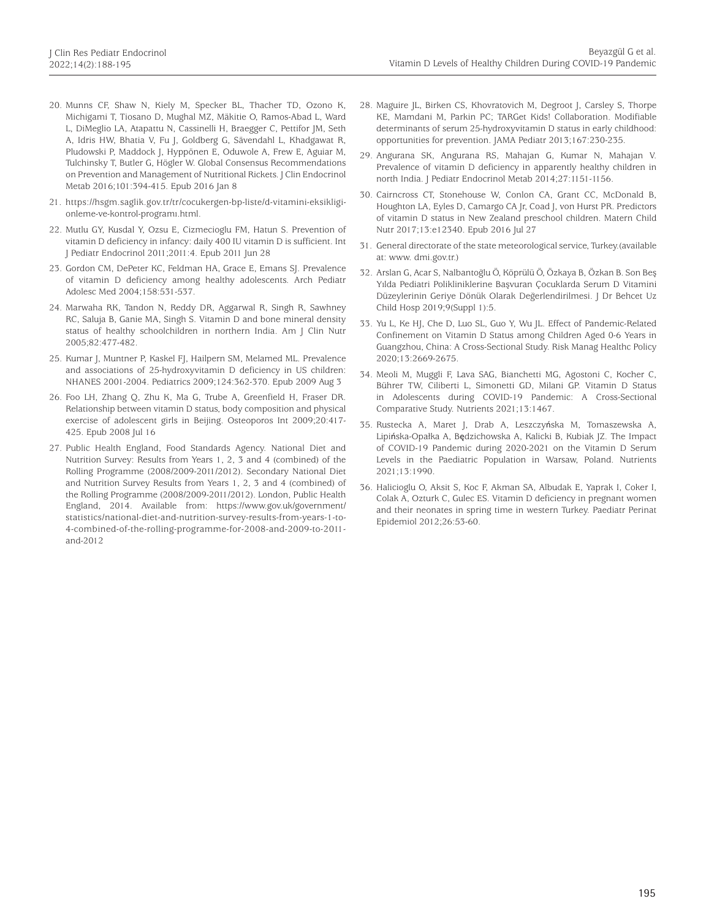20. Munns CF, Shaw N, Kiely M, Specker BL, Thacher TD, Ozono K, Michigami T, Tiosano D, Mughal MZ, Mäkitie O, Ramos-Abad L, Ward L, DiMeglio LA, Atapattu N, Cassinelli H, Braegger C, Pettifor JM, Seth A, Idris HW, Bhatia V, Fu J, Goldberg G, Sävendahl L, Khadgawat R, Pludowski P, Maddock J, Hyppönen E, Oduwole A, Frew E, Aguiar M, Tulchinsky T, Butler G, Högler W. Global Consensus Recommendations on Prevention and Management of Nutritional Rickets. J Clin Endocrinol Metab 2016;101:394-415. Epub 2016 Jan 8
21. https://hsgm.saglik.gov.tr/tr/cocukergen-bp-liste/d-vitamini-eksikligi-onleme-ve-kontrol-programı.html.
22. Mutlu GY, Kusdal Y, Ozsu E, Cizmecioglu FM, Hatun S. Prevention of vitamin D deficiency in infancy: daily 400 IU vitamin D is sufficient. Int J Pediatr Endocrinol 2011;2011:4. Epub 2011 Jun 28
23. Gordon CM, DePeter KC, Feldman HA, Grace E, Emans SJ. Prevalence of vitamin D deficiency among healthy adolescents. Arch Pediatr Adolesc Med 2004;158:531-537.
24. Marwaha RK, Tandon N, Reddy DR, Aggarwal R, Singh R, Sawhney RC, Saluja B, Ganie MA, Singh S. Vitamin D and bone mineral density status of healthy schoolchildren in northern India. Am J Clin Nutr 2005;82:477-482.
25. Kumar J, Muntner P, Kaskel FJ, Hailpern SM, Melamed ML. Prevalence and associations of 25-hydroxyvitamin D deficiency in US children: NHANES 2001-2004. Pediatrics 2009;124:362-370. Epub 2009 Aug 3
26. Foo LH, Zhang Q, Zhu K, Ma G, Trube A, Greenfield H, Fraser DR. Relationship between vitamin D status, body composition and physical exercise of adolescent girls in Beijing. Osteoporos Int 2009;20:417-425. Epub 2008 Jul 16
27. Public Health England, Food Standards Agency. National Diet and Nutrition Survey: Results from Years 1, 2, 3 and 4 (combined) of the Rolling Programme (2008/2009-2011/2012). Secondary National Diet and Nutrition Survey Results from Years 1, 2, 3 and 4 (combined) of the Rolling Programme (2008/2009-2011/2012). London, Public Health England, 2014. Available from: https://www.gov.uk/government/statistics/national-diet-and-nutrition-survey-results-from-years-1-to-4-combined-of-the-rolling-programme-for-2008-and-2009-to-2011-and-2012
28. Maguire JL, Birken CS, Khovratovich M, Degroot J, Carsley S, Thorpe KE, Mamdani M, Parkin PC; TARGet Kids! Collaboration. Modifiable determinants of serum 25-hydroxyvitamin D status in early childhood: opportunities for prevention. JAMA Pediatr 2013;167:230-235.
29. Angurana SK, Angurana RS, Mahajan G, Kumar N, Mahajan V. Prevalence of vitamin D deficiency in apparently healthy children in north India. J Pediatr Endocrinol Metab 2014;27:1151-1156.
30. Cairncross CT, Stonehouse W, Conlon CA, Grant CC, McDonald B, Houghton LA, Eyles D, Camargo CA Jr, Coad J, von Hurst PR. Predictors of vitamin D status in New Zealand preschool children. Matern Child Nutr 2017;13:e12340. Epub 2016 Jul 27
31. General directorate of the state meteorological service, Turkey.(available at: www. dmi.gov.tr.)
32. Arslan G, Acar S, Nalbantoğlu Ö, Köprülü Ö, Özkaya B, Özkan B. Son Beş Yılda Pediatri Polikliniklerine Başvuran Çocuklarda Serum D Vitamini Düzeylerinin Geriye Dönük Olarak Değerlendirilmesi. J Dr Behcet Uz Child Hosp 2019;9(Suppl 1):5.
33. Yu L, Ke HJ, Che D, Luo SL, Guo Y, Wu JL. Effect of Pandemic-Related Confinement on Vitamin D Status among Children Aged 0-6 Years in Guangzhou, China: A Cross-Sectional Study. Risk Manag Healthc Policy 2020;13:2669-2675.
34. Meoli M, Muggli F, Lava SAG, Bianchetti MG, Agostoni C, Kocher C, Bührer TW, Ciliberti L, Simonetti GD, Milani GP. Vitamin D Status in Adolescents during COVID-19 Pandemic: A Cross-Sectional Comparative Study. Nutrients 2021;13:1467.
35. Rustecka A, Maret J, Drab A, Leszczyńska M, Tomaszewska A, Lipińska-Opałka A, Będzichowska A, Kalicki B, Kubiak JZ. The Impact of COVID-19 Pandemic during 2020-2021 on the Vitamin D Serum Levels in the Paediatric Population in Warsaw, Poland. Nutrients 2021;13:1990.
36. Halicioglu O, Aksit S, Koc F, Akman SA, Albudak E, Yaprak I, Coker I, Colak A, Ozturk C, Gulec ES. Vitamin D deficiency in pregnant women and their neonates in spring time in western Turkey. Paediatr Perinat Epidemiol 2012;26:53-60.